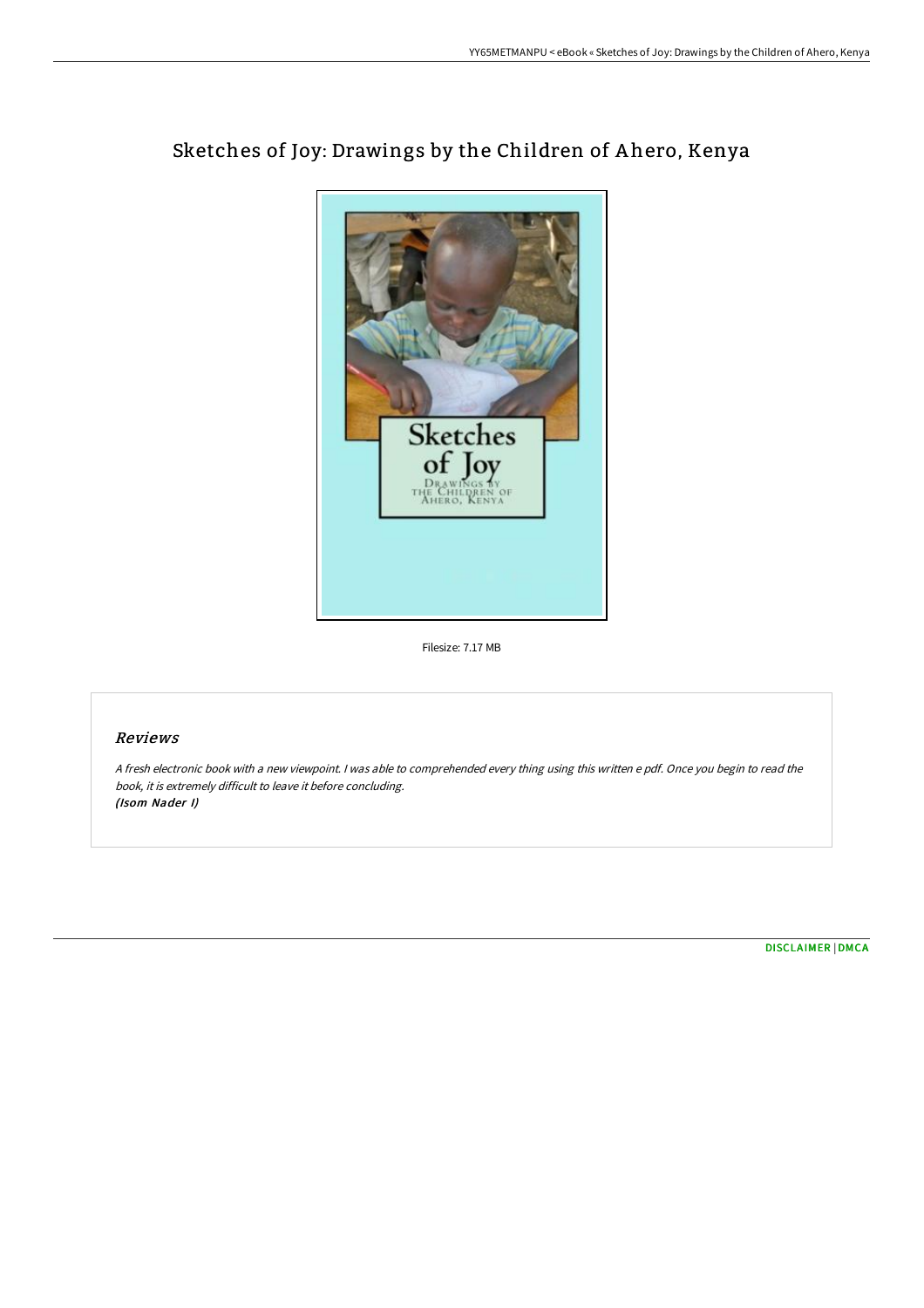# Sketches of Joy: Drawings by the Children of Ahero, Kenya

Filesize: 7.17 MB

## Reviews

*A fresh electronic book with a new viewpoint. I was able to comprehended every thing using this written e pdf. Once you begin to read the book, it is extremely difficult to leave it before concluding.*
***(Isom Nader I)***

DISCLAIMER | DMCA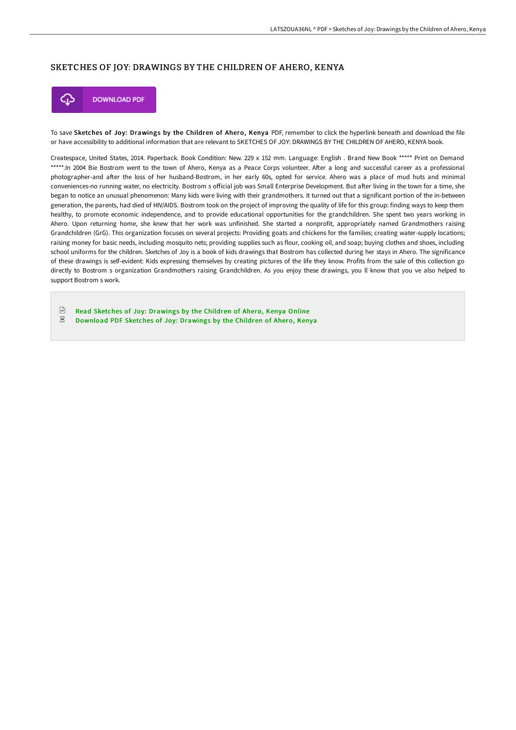## SKETCHES OF JOY: DRAWINGS BY THE CHILDREN OF AHERO, KENYA

DOWNLOAD PDF

To save **Sketches of Joy: Drawings by the Children of Ahero, Kenya** PDF, remember to click the hyperlink beneath and download the file or have accessibility to additional information that are relevant to SKETCHES OF JOY: DRAWINGS BY THE CHILDREN OF AHERO, KENYA book.

Createspace, United States, 2014. Paperback. Book Condition: New. 229 x 152 mm. Language: English . Brand New Book ***** Print on Demand *****.In 2004 Bie Bostrom went to the town of Ahero, Kenya as a Peace Corps volunteer. After a long and successful career as a professional photographer-and after the loss of her husband-Bostrom, in her early 60s, opted for service. Ahero was a place of mud huts and minimal conveniences-no running water, no electricity. Bostrom s official job was Small Enterprise Development. But after living in the town for a time, she began to notice an unusual phenomenon: Many kids were living with their grandmothers. It turned out that a significant portion of the in-between generation, the parents, had died of HIV/AIDS. Bostrom took on the project of improving the quality of life for this group: finding ways to keep them healthy, to promote economic independence, and to provide educational opportunities for the grandchildren. She spent two years working in Ahero. Upon returning home, she knew that her work was unfinished. She started a nonprofit, appropriately named Grandmothers raising Grandchildren (GrG). This organization focuses on several projects: Providing goats and chickens for the families; creating water-supply locations; raising money for basic needs, including mosquito nets; providing supplies such as flour, cooking oil, and soap; buying clothes and shoes, including school uniforms for the children. Sketches of Joy is a book of kids drawings that Bostrom has collected during her stays in Ahero. The significance of these drawings is self-evident: Kids expressing themselves by creating pictures of the life they know. Profits from the sale of this collection go directly to Bostrom s organization Grandmothers raising Grandchildren. As you enjoy these drawings, you ll know that you ve also helped to support Bostrom s work.

- Read Sketches of Joy: Drawings by the Children of Ahero, Kenya Online
- Download PDF Sketches of Joy: Drawings by the Children of Ahero, Kenya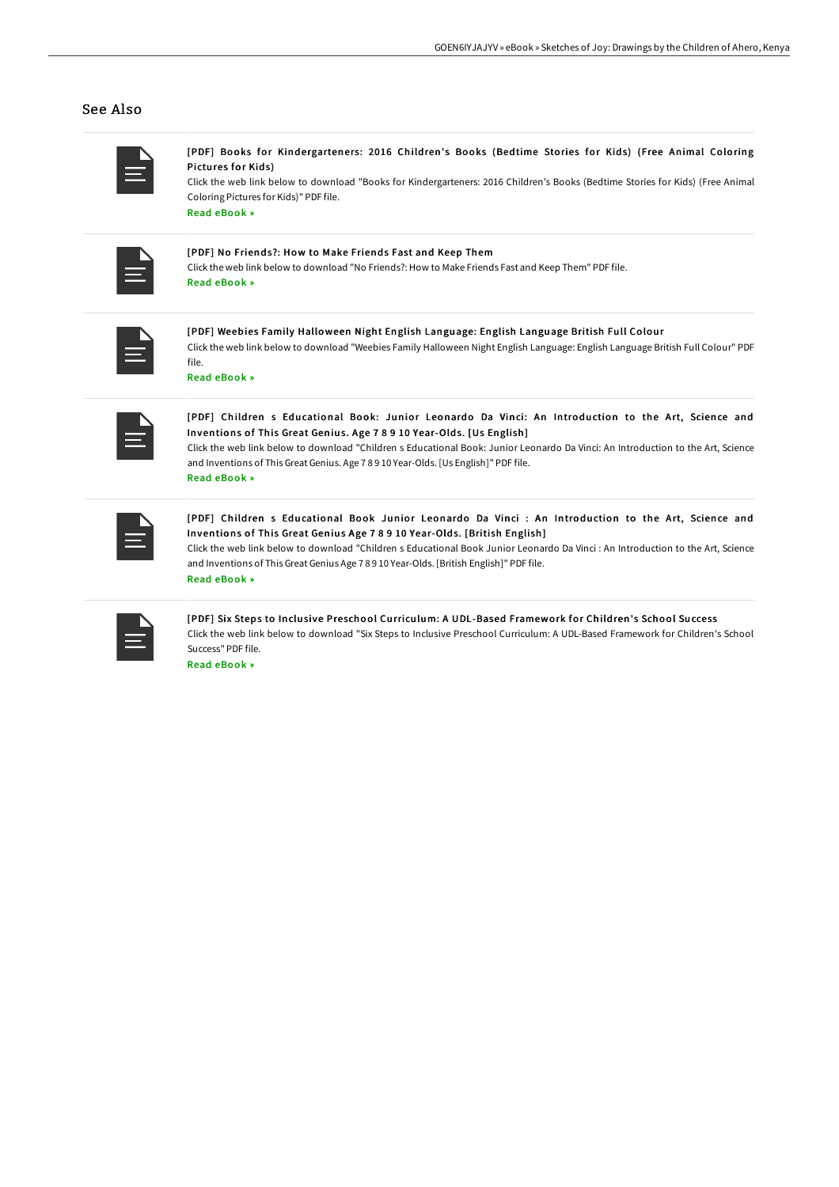## See Also

**[PDF] Books for Kindergarteners: 2016 Children's Books (Bedtime Stories for Kids) (Free Animal Coloring Pictures for Kids)**

Click the web link below to download "Books for Kindergarteners: 2016 Children's Books (Bedtime Stories for Kids) (Free Animal Coloring Pictures for Kids)" PDF file.

Read eBook »

**[PDF] No Friends?: How to Make Friends Fast and Keep Them**

Click the web link below to download "No Friends?: How to Make Friends Fast and Keep Them" PDF file.

Read eBook »

**[PDF] Weebies Family Halloween Night English Language: English Language British Full Colour**

Click the web link below to download "Weebies Family Halloween Night English Language: English Language British Full Colour" PDF file.

Read eBook »

**[PDF] Children s Educational Book: Junior Leonardo Da Vinci: An Introduction to the Art, Science and Inventions of This Great Genius. Age 7 8 9 10 Year-Olds. [Us English]**

Click the web link below to download "Children s Educational Book: Junior Leonardo Da Vinci: An Introduction to the Art, Science and Inventions of This Great Genius. Age 7 8 9 10 Year-Olds. [Us English]" PDF file.

Read eBook »

**[PDF] Children s Educational Book Junior Leonardo Da Vinci : An Introduction to the Art, Science and Inventions of This Great Genius Age 7 8 9 10 Year-Olds. [British English]**

Click the web link below to download "Children s Educational Book Junior Leonardo Da Vinci : An Introduction to the Art, Science and Inventions of This Great Genius Age 7 8 9 10 Year-Olds. [British English]" PDF file.

Read eBook »

**[PDF] Six Steps to Inclusive Preschool Curriculum: A UDL-Based Framework for Children's School Success**

Click the web link below to download "Six Steps to Inclusive Preschool Curriculum: A UDL-Based Framework for Children's School Success" PDF file.

Read eBook »